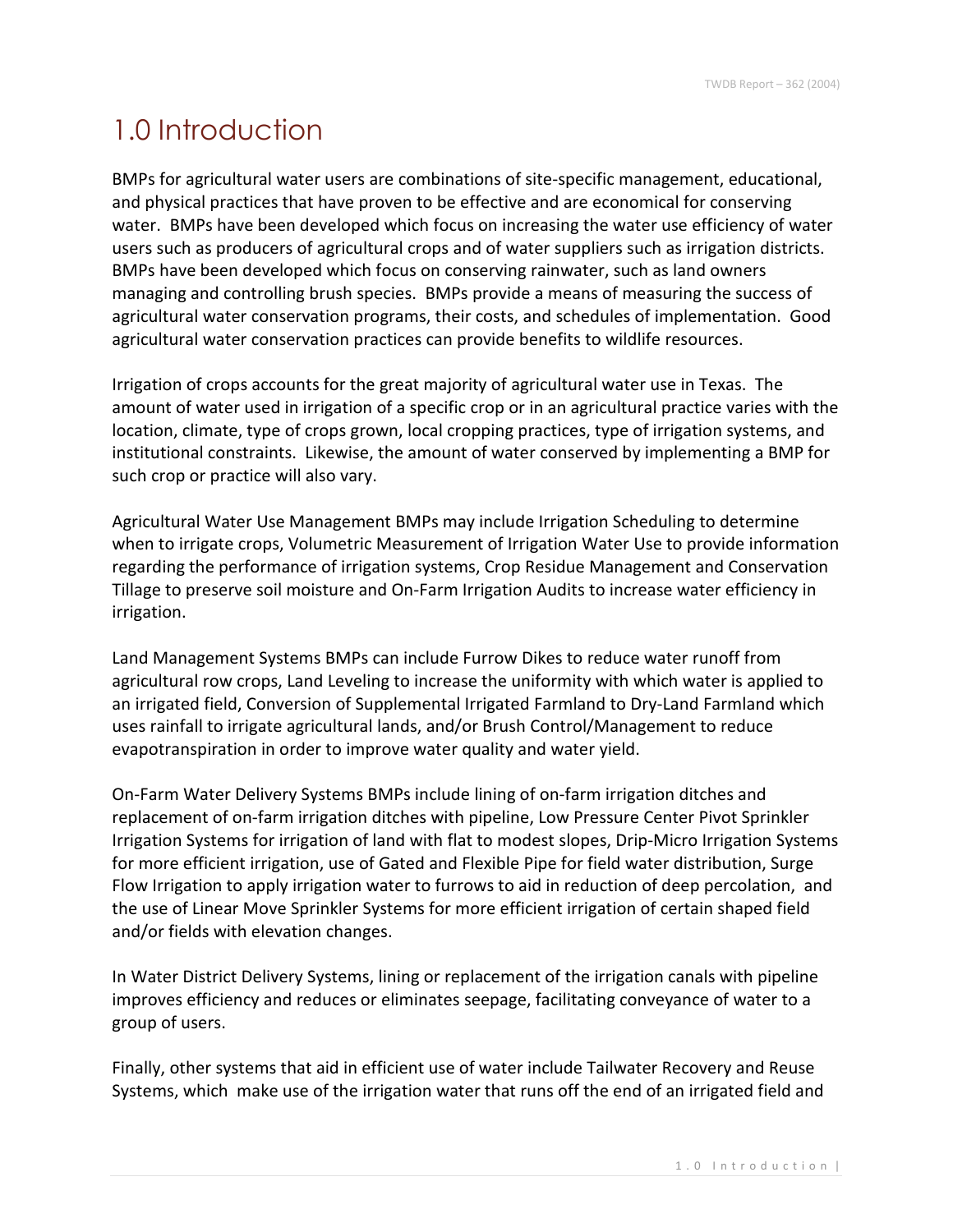# 1.0 Introduction

BMPs for agricultural water users are combinations of site-specific management, educational, and physical practices that have proven to be effective and are economical for conserving water. BMPs have been developed which focus on increasing the water use efficiency of water users such as producers of agricultural crops and of water suppliers such as irrigation districts. BMPs have been developed which focus on conserving rainwater, such as land owners managing and controlling brush species. BMPs provide a means of measuring the success of agricultural water conservation programs, their costs, and schedules of implementation. Good agricultural water conservation practices can provide benefits to wildlife resources.

Irrigation of crops accounts for the great majority of agricultural water use in Texas. The amount of water used in irrigation of a specific crop or in an agricultural practice varies with the location, climate, type of crops grown, local cropping practices, type of irrigation systems, and institutional constraints. Likewise, the amount of water conserved by implementing a BMP for such crop or practice will also vary.

Agricultural Water Use Management BMPs may include Irrigation Scheduling to determine when to irrigate crops, Volumetric Measurement of Irrigation Water Use to provide information regarding the performance of irrigation systems, Crop Residue Management and Conservation Tillage to preserve soil moisture and On-Farm Irrigation Audits to increase water efficiency in irrigation.

Land Management Systems BMPs can include Furrow Dikes to reduce water runoff from agricultural row crops, Land Leveling to increase the uniformity with which water is applied to an irrigated field, Conversion of Supplemental Irrigated Farmland to Dry-Land Farmland which uses rainfall to irrigate agricultural lands, and/or Brush Control/Management to reduce evapotranspiration in order to improve water quality and water yield.

On-Farm Water Delivery Systems BMPs include lining of on-farm irrigation ditches and replacement of on-farm irrigation ditches with pipeline, Low Pressure Center Pivot Sprinkler Irrigation Systems for irrigation of land with flat to modest slopes, Drip-Micro Irrigation Systems for more efficient irrigation, use of Gated and Flexible Pipe for field water distribution, Surge Flow Irrigation to apply irrigation water to furrows to aid in reduction of deep percolation, and the use of Linear Move Sprinkler Systems for more efficient irrigation of certain shaped field and/or fields with elevation changes.

In Water District Delivery Systems, lining or replacement of the irrigation canals with pipeline improves efficiency and reduces or eliminates seepage, facilitating conveyance of water to a group of users.

Finally, other systems that aid in efficient use of water include Tailwater Recovery and Reuse Systems, which make use of the irrigation water that runs off the end of an irrigated field and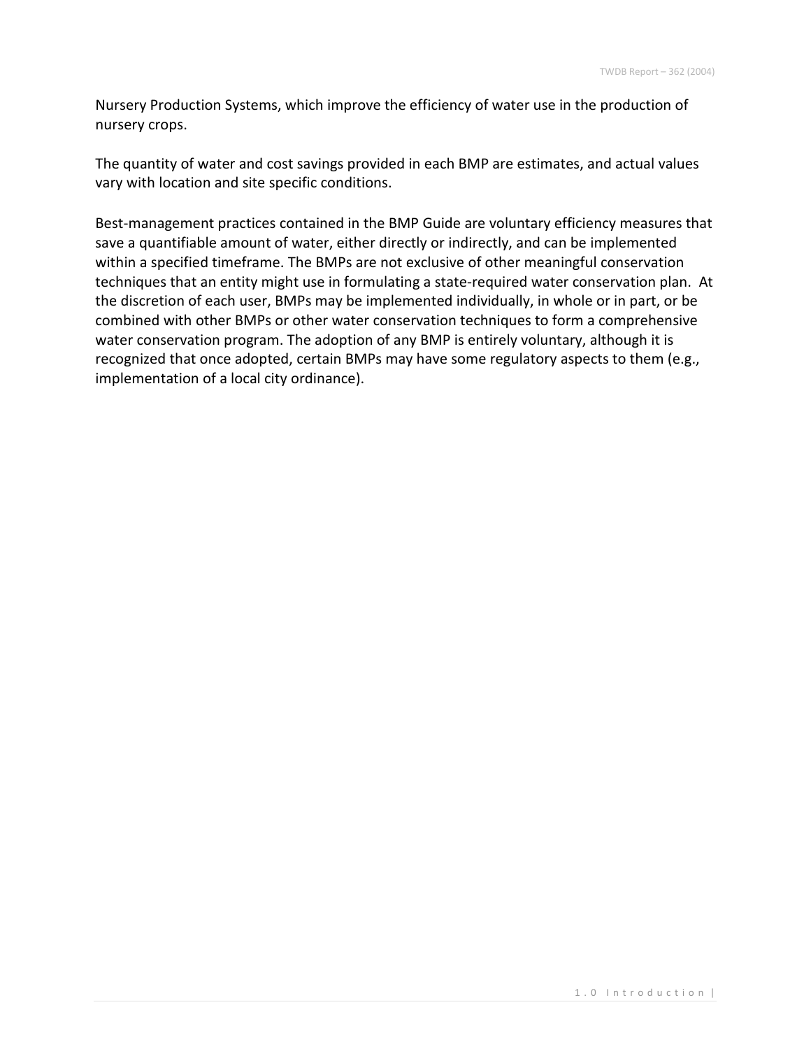Nursery Production Systems, which improve the efficiency of water use in the production of nursery crops.

The quantity of water and cost savings provided in each BMP are estimates, and actual values vary with location and site specific conditions.

Best-management practices contained in the BMP Guide are voluntary efficiency measures that save a quantifiable amount of water, either directly or indirectly, and can be implemented within a specified timeframe. The BMPs are not exclusive of other meaningful conservation techniques that an entity might use in formulating a state-required water conservation plan. At the discretion of each user, BMPs may be implemented individually, in whole or in part, or be combined with other BMPs or other water conservation techniques to form a comprehensive water conservation program. The adoption of any BMP is entirely voluntary, although it is recognized that once adopted, certain BMPs may have some regulatory aspects to them (e.g., implementation of a local city ordinance).